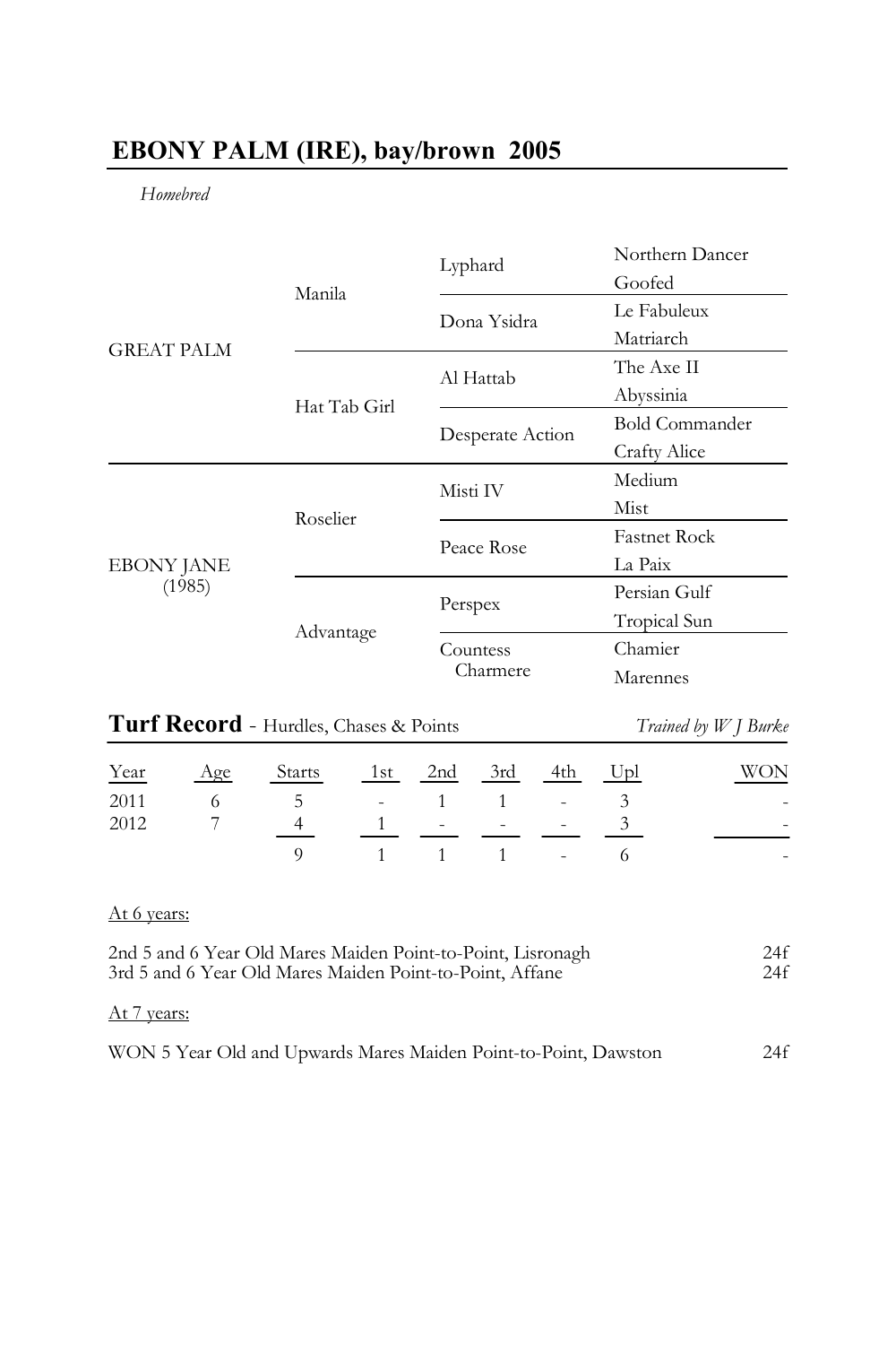# EBONY PALM (IRE), bay/brown 2005

*Homebred*

| | | | |
|---|---|---|---|
| GREAT PALM | Manila | Lyphard | Northern Dancer |
| | | | Goofed |
| | | Dona Ysidra | Le Fabuleux |
| | | | Matriarch |
| | Hat Tab Girl | Al Hattab | The Axe II |
| | | | Abyssinia |
| | | Desperate Action | Bold Commander |
| | | | Crafty Alice |
| EBONY JANE (1985) | Roselier | Misti IV | Medium |
| | | | Mist |
| | | Peace Rose | Fastnet Rock |
| | | | La Paix |
| | Advantage | Perspex | Persian Gulf |
| | | | Tropical Sun |
| | | Countess Charmere | Chamier |
| | | | Marennes |

## Turf Record - Hurdles, Chases & Points

*Trained by W J Burke*

| Year | Age | Starts | 1st | 2nd | 3rd | 4th | Upl | WON |
|---|---|---|---|---|---|---|---|---|
| 2011 | 6 | 5 | - | 1 | 1 | - | 3 | - |
| 2012 | 7 | 4 | 1 | - | - | - | 3 | - |
| | | 9 | 1 | 1 | 1 | - | 6 | - |

At 6 years:

2nd 5 and 6 Year Old Mares Maiden Point-to-Point, Lisronagh 24f
3rd 5 and 6 Year Old Mares Maiden Point-to-Point, Affane 24f

At 7 years:

WON 5 Year Old and Upwards Mares Maiden Point-to-Point, Dawston 24f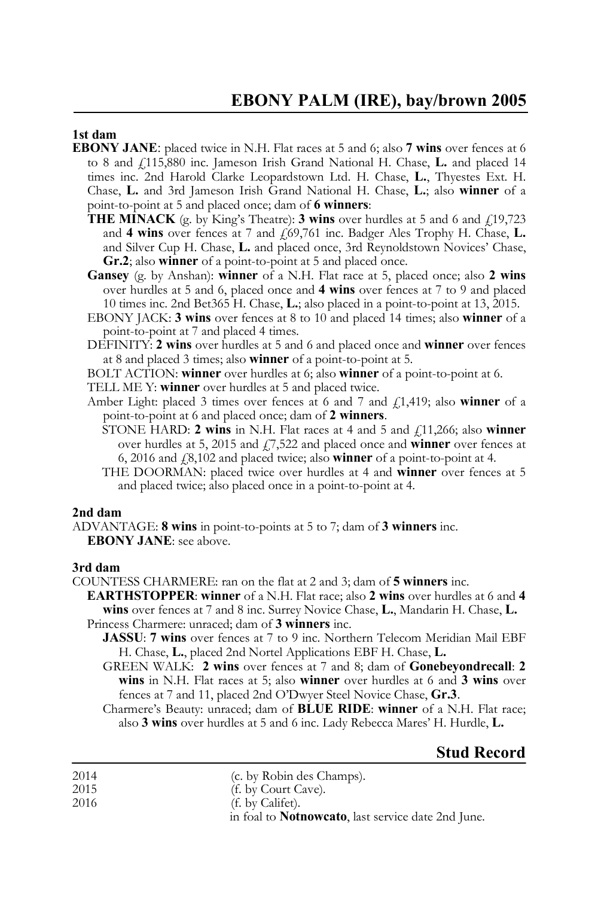# EBONY PALM (IRE), bay/brown 2005

### 1st dam

**EBONY JANE**: placed twice in N.H. Flat races at 5 and 6; also **7 wins** over fences at 6 to 8 and £115,880 inc. Jameson Irish Grand National H. Chase, **L.** and placed 14 times inc. 2nd Harold Clarke Leopardstown Ltd. H. Chase, **L.**, Thyestes Ext. H. Chase, **L.** and 3rd Jameson Irish Grand National H. Chase, **L.**; also **winner** of a point-to-point at 5 and placed once; dam of **6 winners**:

- **THE MINACK** (g. by King's Theatre): **3 wins** over hurdles at 5 and 6 and £19,723 and **4 wins** over fences at 7 and £69,761 inc. Badger Ales Trophy H. Chase, **L.** and Silver Cup H. Chase, **L.** and placed once, 3rd Reynoldstown Novices' Chase, **Gr.2**; also **winner** of a point-to-point at 5 and placed once.
- **Gansey** (g. by Anshan): **winner** of a N.H. Flat race at 5, placed once; also **2 wins** over hurdles at 5 and 6, placed once and **4 wins** over fences at 7 to 9 and placed 10 times inc. 2nd Bet365 H. Chase, **L.**; also placed in a point-to-point at 13, 2015.
- EBONY JACK: **3 wins** over fences at 8 to 10 and placed 14 times; also **winner** of a point-to-point at 7 and placed 4 times.
- DEFINITY: **2 wins** over hurdles at 5 and 6 and placed once and **winner** over fences at 8 and placed 3 times; also **winner** of a point-to-point at 5.
- BOLT ACTION: **winner** over hurdles at 6; also **winner** of a point-to-point at 6.
- TELL ME Y: **winner** over hurdles at 5 and placed twice.
- Amber Light: placed 3 times over fences at 6 and 7 and £1,419; also **winner** of a point-to-point at 6 and placed once; dam of **2 winners**.
  - STONE HARD: **2 wins** in N.H. Flat races at 4 and 5 and £11,266; also **winner** over hurdles at 5, 2015 and £7,522 and placed once and **winner** over fences at 6, 2016 and £8,102 and placed twice; also **winner** of a point-to-point at 4.
  - THE DOORMAN: placed twice over hurdles at 4 and **winner** over fences at 5 and placed twice; also placed once in a point-to-point at 4.

### 2nd dam

ADVANTAGE: **8 wins** in point-to-points at 5 to 7; dam of **3 winners** inc.

- **EBONY JANE**: see above.

### 3rd dam

COUNTESS CHARMERE: ran on the flat at 2 and 3; dam of **5 winners** inc.

- **EARTHSTOPPER**: **winner** of a N.H. Flat race; also **2 wins** over hurdles at 6 and **4 wins** over fences at 7 and 8 inc. Surrey Novice Chase, **L.**, Mandarin H. Chase, **L.**
- Princess Charmere: unraced; dam of **3 winners** inc.
  - **JASSU**: **7 wins** over fences at 7 to 9 inc. Northern Telecom Meridian Mail EBF H. Chase, **L.**, placed 2nd Nortel Applications EBF H. Chase, **L.**
  - GREEN WALK: **2 wins** over fences at 7 and 8; dam of **Gonebeyondrecall**: **2 wins** in N.H. Flat races at 5; also **winner** over hurdles at 6 and **3 wins** over fences at 7 and 11, placed 2nd O'Dwyer Steel Novice Chase, **Gr.3**.
  - Charmere's Beauty: unraced; dam of **BLUE RIDE**: **winner** of a N.H. Flat race; also **3 wins** over hurdles at 5 and 6 inc. Lady Rebecca Mares' H. Hurdle, **L.**

## Stud Record

| | |
|---|---|
| 2014 | (c. by Robin des Champs). |
| 2015 | (f. by Court Cave). |
| 2016 | (f. by Califet). |
| | in foal to **Notnowcato**, last service date 2nd June. |